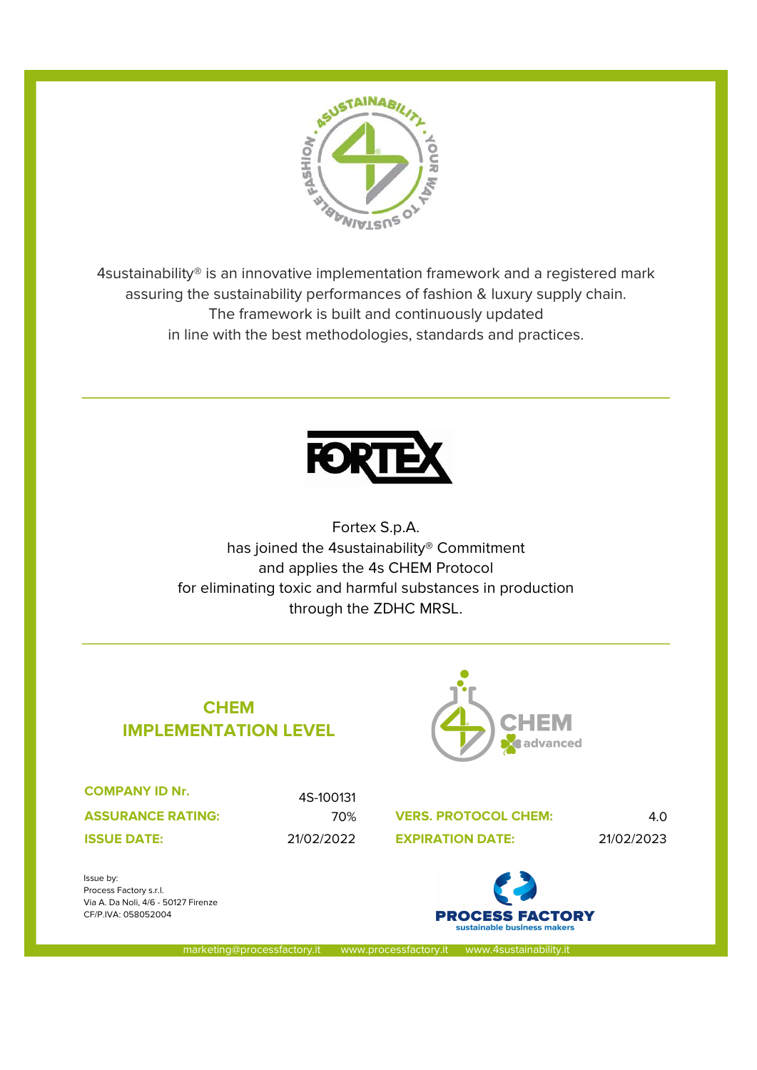4sustainability® is an innovative implementation framework and a registered mark assuring the sustainability performances of fashion & luxury supply chain. The framework is built and continuously updated in line with the best methodologies, standards and practices.

---

Fortex S.p.A.
has joined the 4sustainability® Commitment
and applies the 4s CHEM Protocol
for eliminating toxic and harmful substances in production
through the ZDHC MRSL.

---

## CHEM IMPLEMENTATION LEVEL

CHEM advanced

| | | | |
|---|---|---|---|
| **COMPANY ID Nr.** | 4S-100131 | | |
| **ASSURANCE RATING:** | 70% | **VERS. PROTOCOL CHEM:** | 4.0 |
| **ISSUE DATE:** | 21/02/2022 | **EXPIRATION DATE:** | 21/02/2023 |

Issue by:
Process Factory s.r.l.
Via A. Da Noli, 4/6 - 50127 Firenze
CF/P.IVA: 058052004

PROCESS FACTORY
sustainable business makers

marketing@processfactory.it www.processfactory.it www.4sustainability.it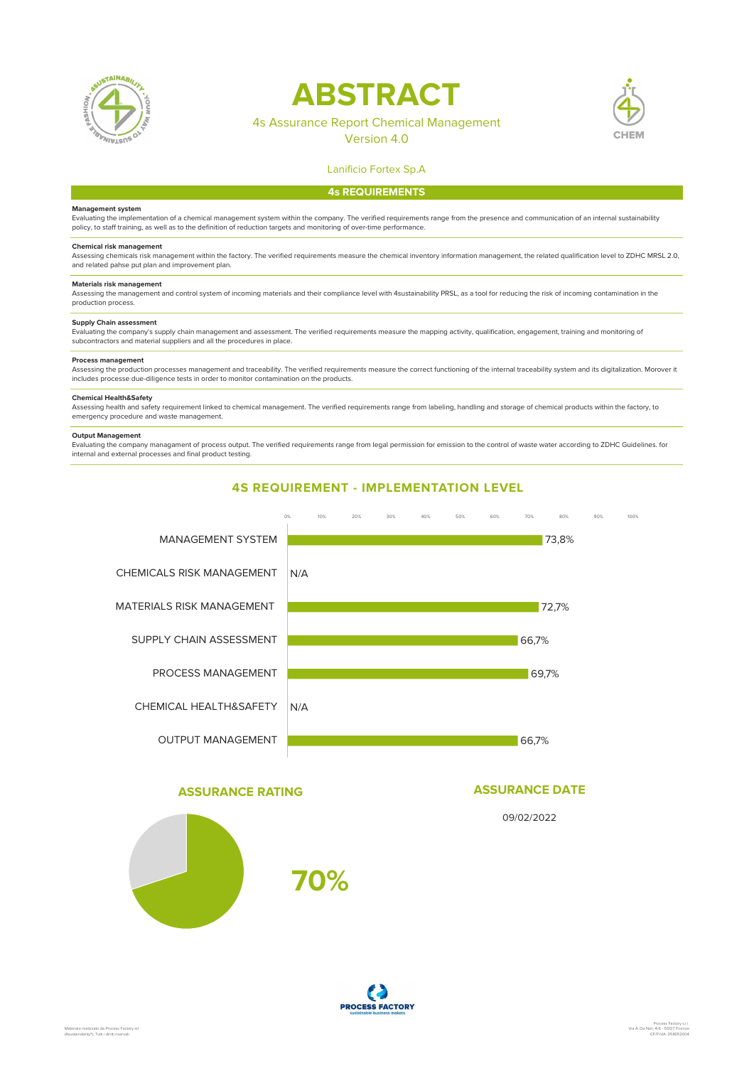# ABSTRACT

4s Assurance Report Chemical Management
Version 4.0

Lanificio Fortex Sp.A

## 4s REQUIREMENTS

**Management system**
Evaluating the implementation of a chemical management system within the company. The verified requirements range from the presence and communication of an internal sustainability policy, to staff training, as well as to the definition of reduction targets and monitoring of over-time performance.

**Chemical risk management**
Assessing chemicals risk management within the factory. The verified requirements measure the chemical inventory information management, the related qualification level to ZDHC MRSL 2.0, and related pahse put plan and improvement plan.

**Materials risk management**
Assessing the management and control system of incoming materials and their compliance level with 4sustainability PRSL, as a tool for reducing the risk of incoming contamination in the production process.

**Supply Chain assessment**
Evaluating the company's supply chain management and assessment. The verified requirements measure the mapping activity, qualification, engagement, training and monitoring of subcontractors and material suppliers and all the procedures in place.

**Process management**
Assessing the production processes management and traceability. The verified requirements measure the correct functioning of the internal traceability system and its digitalization. Morover it includes processe due-diligence tests in order to monitor contamination on the products.

**Chemical Health&Safety**
Assessing health and safety requirement linked to chemical management. The verified requirements range from labeling, handling and storage of chemical products within the factory, to emergency procedure and waste management.

**Output Management**
Evaluating the company managament of process output. The verified requirements range from legal permission for emission to the control of waste water according to ZDHC Guidelines. for internal and external processes and final product testing.

## 4S REQUIREMENT - IMPLEMENTATION LEVEL

| Requirement | Implementation level |
|---|---|
| MANAGEMENT SYSTEM | 73,8% |
| CHEMICALS RISK MANAGEMENT | N/A |
| MATERIALS RISK MANAGEMENT | 72,7% |
| SUPPLY CHAIN ASSESSMENT | 66,7% |
| PROCESS MANAGEMENT | 69,7% |
| CHEMICAL HEALTH&SAFETY | N/A |
| OUTPUT MANAGEMENT | 66,7% |

## ASSURANCE RATING

**70%**

## ASSURANCE DATE

09/02/2022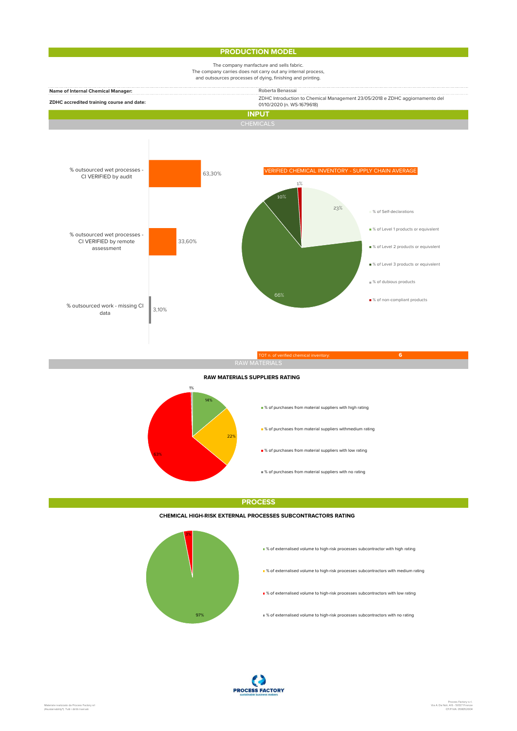## PRODUCTION MODEL

The company manfacture and sells fabric.
The company carries does not carry out any internal process,
and outsources processes of dying, finishing and printing.

| | |
|---|---|
| **Name of Internal Chemical Manager:** | Roberta Benassai |
| **ZDHC accredited training course and date:** | ZDHC Introduction to Chemical Management 23/05/2018 e ZDHC aggiornamento del 01/10/2020 (n. WS-1679618) |

## INPUT

### CHEMICALS

| | |
|---|---|
| % outsourced wet processes - CI VERIFIED by audit | 63,30% |
| % outsourced wet processes - CI VERIFIED by remote assessment | 33,60% |
| % outsourced work - missing CI data | 3,10% |

**VERIFIED CHEMICAL INVENTORY - SUPPLY CHAIN AVERAGE**

| | |
|---|---|
| % of Self-declarations | 23% |
| % of Level 1 products or equivalent | 66% |
| % of Level 2 products or equivalent | |
| % of Level 3 products or equivalent | 10% |
| % of dubious products | |
| % of non-compliant products | 1% |

TOT n. of verified chemical inventory: 6

### RAW MATERIALS

**RAW MATERIALS SUPPLIERS RATING**

| | |
|---|---|
| % of purchases from material suppliers with high rating | 14% |
| % of purchases from material suppliers withmedium rating | 22% |
| % of purchases from material suppliers with low rating | 63% |
| % of purchases from material suppliers with no rating | 1% |

## PROCESS

**CHEMICAL HIGH-RISK EXTERNAL PROCESSES SUBCONTRACTORS RATING**

| | |
|---|---|
| % of externalised volume to high-risk processes subcontractor with high rating | 97% |
| % of externalised volume to high-risk processes subcontractors with medium rating | |
| % of externalised volume to high-risk processes subcontractors with low rating | 3% |
| % of externalised volume to high-risk processes subcontractors with no rating | |

PROCESS FACTORY
sustainable business makers

Materiale realizzato da Process Factory srl (#sustainability®) Tutti i diritti riservati

Process Factory s.r.l.
Via A. Da Noli, 4/6 - 50127 Firenze
CF/P.IVA: 05805200​4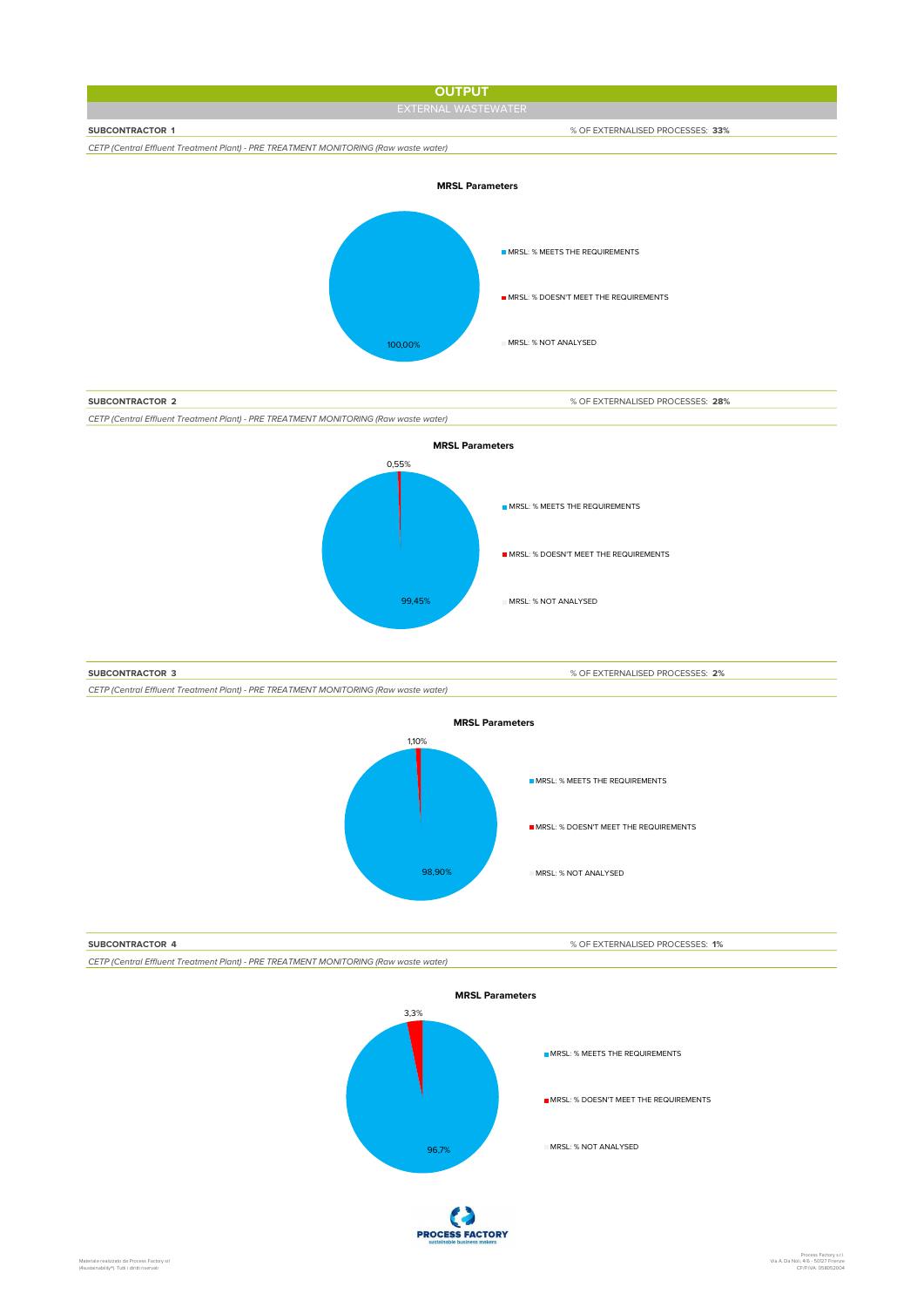# OUTPUT

## EXTERNAL WASTEWATER

**SUBCONTRACTOR 1** — % OF EXTERNALISED PROCESSES: **33%**

*CETP (Central Effluent Treatment Plant) - PRE TREATMENT MONITORING (Raw waste water)*

**MRSL Parameters**

100,00%

MRSL: % MEETS THE REQUIREMENTS
MRSL: % DOESN'T MEET THE REQUIREMENTS
MRSL: % NOT ANALYSED

**SUBCONTRACTOR 2** — % OF EXTERNALISED PROCESSES: **28%**

*CETP (Central Effluent Treatment Plant) - PRE TREATMENT MONITORING (Raw waste water)*

**MRSL Parameters**

0,55%
99,45%

MRSL: % MEETS THE REQUIREMENTS
MRSL: % DOESN'T MEET THE REQUIREMENTS
MRSL: % NOT ANALYSED

**SUBCONTRACTOR 3** — % OF EXTERNALISED PROCESSES: **2%**

*CETP (Central Effluent Treatment Plant) - PRE TREATMENT MONITORING (Raw waste water)*

**MRSL Parameters**

1,10%
98,90%

MRSL: % MEETS THE REQUIREMENTS
MRSL: % DOESN'T MEET THE REQUIREMENTS
MRSL: % NOT ANALYSED

**SUBCONTRACTOR 4** — % OF EXTERNALISED PROCESSES: **1%**

*CETP (Central Effluent Treatment Plant) - PRE TREATMENT MONITORING (Raw waste water)*

**MRSL Parameters**

3,3%
96,7%

MRSL: % MEETS THE REQUIREMENTS
MRSL: % DOESN'T MEET THE REQUIREMENTS
MRSL: % NOT ANALYSED

PROCESS FACTORY
sustainable business makers